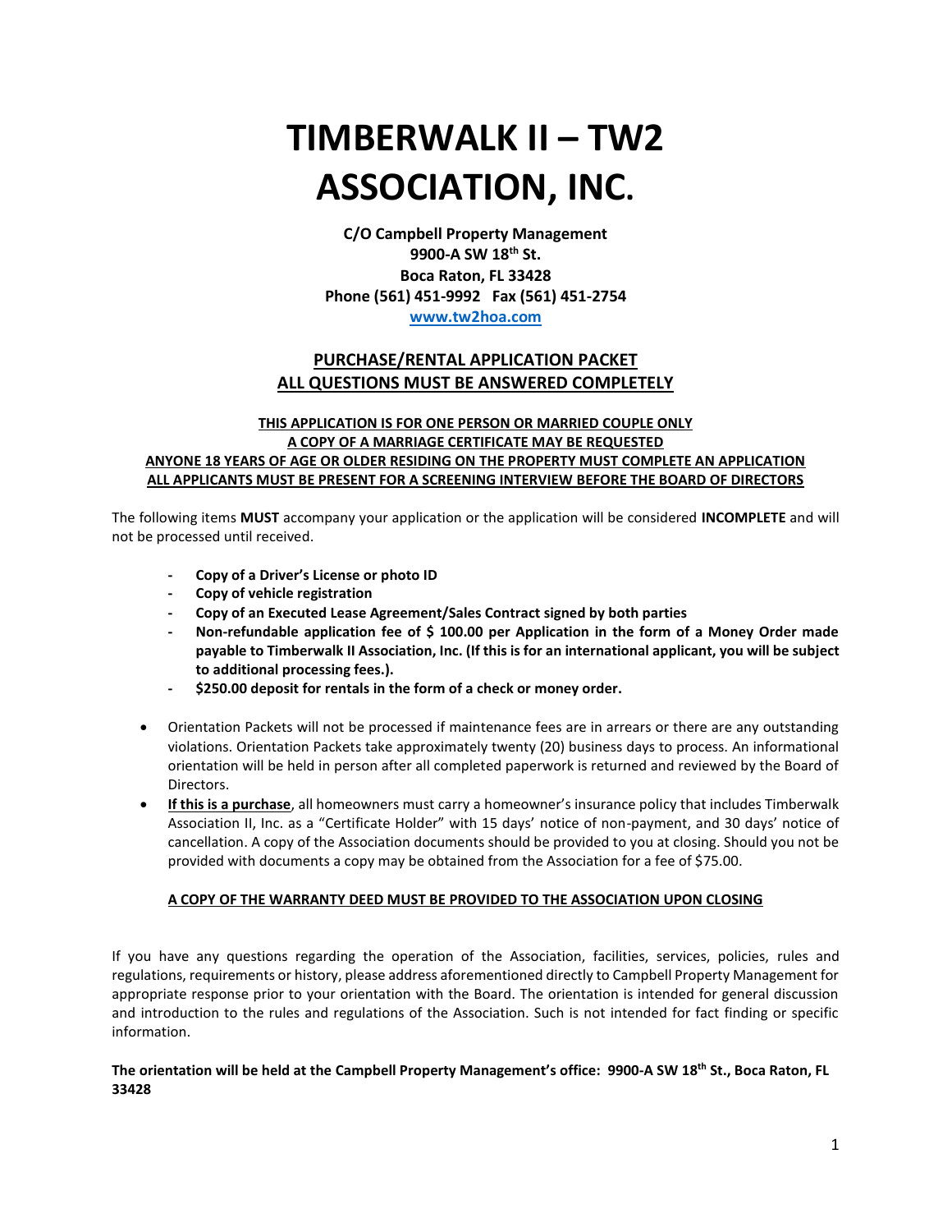# TIMBERWALK II – TW2 ASSOCIATION, INC.

**C/O Campbell Property Management**
**9900-A SW 18th St.**
**Boca Raton, FL 33428**
**Phone (561) 451-9992 Fax (561) 451-2754**
**www.tw2hoa.com**

## PURCHASE/RENTAL APPLICATION PACKET
## ALL QUESTIONS MUST BE ANSWERED COMPLETELY

**THIS APPLICATION IS FOR ONE PERSON OR MARRIED COUPLE ONLY**
**A COPY OF A MARRIAGE CERTIFICATE MAY BE REQUESTED**
**ANYONE 18 YEARS OF AGE OR OLDER RESIDING ON THE PROPERTY MUST COMPLETE AN APPLICATION**
**ALL APPLICANTS MUST BE PRESENT FOR A SCREENING INTERVIEW BEFORE THE BOARD OF DIRECTORS**

The following items **MUST** accompany your application or the application will be considered **INCOMPLETE** and will not be processed until received.

- **Copy of a Driver's License or photo ID**
- **Copy of vehicle registration**
- **Copy of an Executed Lease Agreement/Sales Contract signed by both parties**
- **Non-refundable application fee of $ 100.00 per Application in the form of a Money Order made payable to Timberwalk II Association, Inc. (If this is for an international applicant, you will be subject to additional processing fees.).**
- **$250.00 deposit for rentals in the form of a check or money order.**

- Orientation Packets will not be processed if maintenance fees are in arrears or there are any outstanding violations. Orientation Packets take approximately twenty (20) business days to process. An informational orientation will be held in person after all completed paperwork is returned and reviewed by the Board of Directors.
- **If this is a purchase**, all homeowners must carry a homeowner's insurance policy that includes Timberwalk Association II, Inc. as a "Certificate Holder" with 15 days' notice of non-payment, and 30 days' notice of cancellation. A copy of the Association documents should be provided to you at closing. Should you not be provided with documents a copy may be obtained from the Association for a fee of $75.00.

**A COPY OF THE WARRANTY DEED MUST BE PROVIDED TO THE ASSOCIATION UPON CLOSING**

If you have any questions regarding the operation of the Association, facilities, services, policies, rules and regulations, requirements or history, please address aforementioned directly to Campbell Property Management for appropriate response prior to your orientation with the Board. The orientation is intended for general discussion and introduction to the rules and regulations of the Association. Such is not intended for fact finding or specific information.

**The orientation will be held at the Campbell Property Management's office: 9900-A SW 18th St., Boca Raton, FL 33428**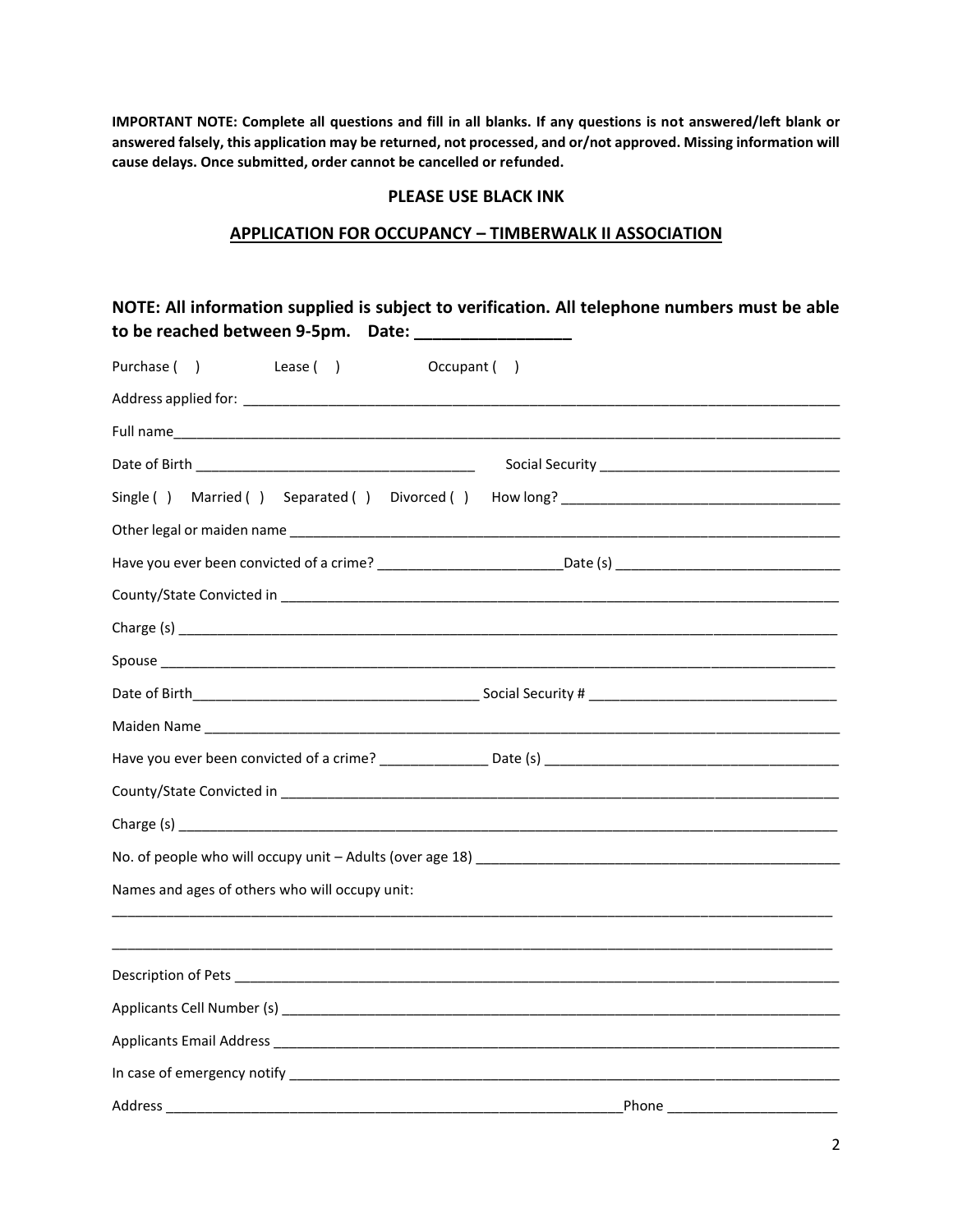**IMPORTANT NOTE: Complete all questions and fill in all blanks. If any questions is not answered/left blank or answered falsely, this application may be returned, not processed, and or/not approved. Missing information will cause delays. Once submitted, order cannot be cancelled or refunded.**

**PLEASE USE BLACK INK**

## APPLICATION FOR OCCUPANCY – TIMBERWALK II ASSOCIATION

**NOTE: All information supplied is subject to verification. All telephone numbers must be able to be reached between 9-5pm. Date: _________________**

Purchase ( )   Lease ( )   Occupant ( )

Address applied for: ________________________________________________________________________________

Full name_______________________________________________________________________________________

Date of Birth ____________________________________ Social Security _______________________________

Single ( ) Married ( ) Separated ( ) Divorced ( ) How long? ____________________________________

Other legal or maiden name __________________________________________________________________________

Have you ever been convicted of a crime? _______________________Date (s) _____________________________

County/State Convicted in ___________________________________________________________________________

Charge (s) _________________________________________________________________________________________

Spouse ____________________________________________________________________________________________

Date of Birth____________________________________ Social Security # ________________________________

Maiden Name _______________________________________________________________________________________

Have you ever been convicted of a crime? ______________ Date (s) ______________________________________

County/State Convicted in ___________________________________________________________________________

Charge (s) _________________________________________________________________________________________

No. of people who will occupy unit – Adults (over age 18) ________________________________________________

Names and ages of others who will occupy unit:

__________________________________________________________________________________________________

__________________________________________________________________________________________________

Description of Pets _________________________________________________________________________________

Applicants Cell Number (s) __________________________________________________________________________

Applicants Email Address ___________________________________________________________________________

In case of emergency notify __________________________________________________________________________

Address ____________________________________________________________Phone ______________________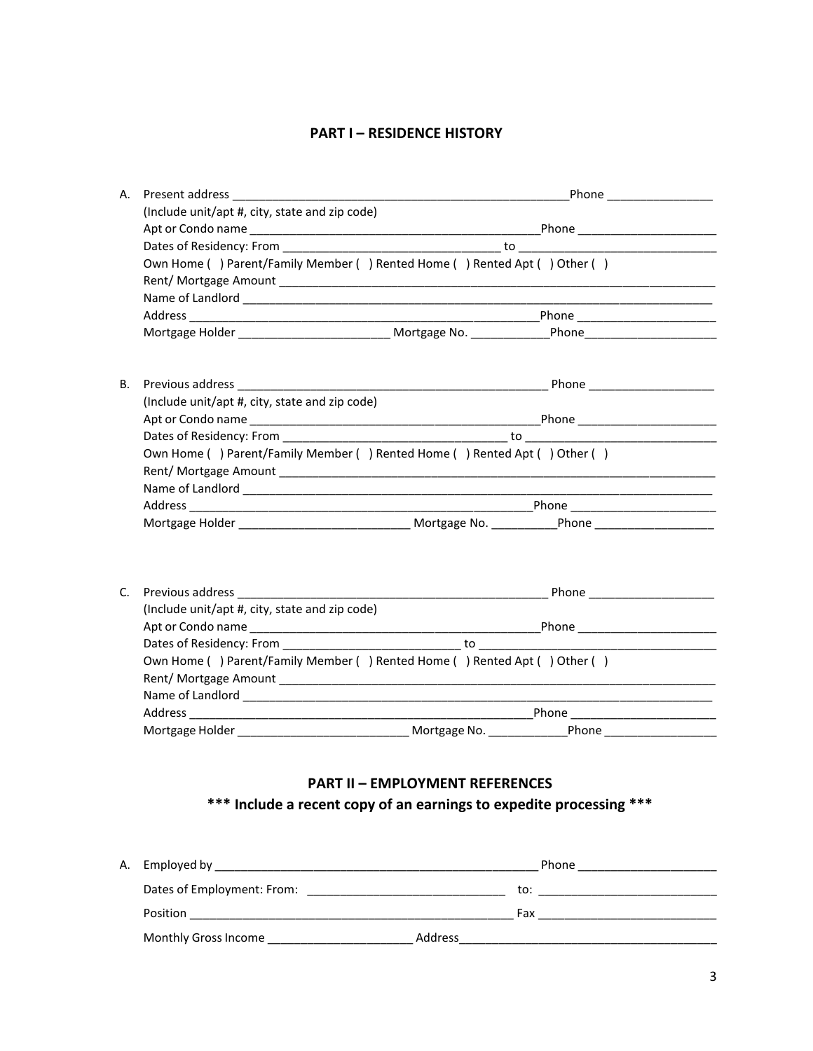## PART I – RESIDENCE HISTORY

A. Present address ____________________________________________________Phone ________________
(Include unit/apt #, city, state and zip code)
Apt or Condo name ____________________________________________Phone _____________________
Dates of Residency: From _________________________________ to ______________________________
Own Home ( ) Parent/Family Member ( ) Rented Home ( ) Rented Apt ( ) Other ( )
Rent/ Mortgage Amount ______________________________________________________________________
Name of Landlord ___________________________________________________________________________
Address ______________________________________________________Phone _____________________
Mortgage Holder ______________________ Mortgage No. ____________Phone____________________

B. Previous address _________________________________________________ Phone ___________________
(Include unit/apt #, city, state and zip code)
Apt or Condo name ____________________________________________Phone _____________________
Dates of Residency: From __________________________________ to ____________________________
Own Home ( ) Parent/Family Member ( ) Rented Home ( ) Rented Apt ( ) Other ( )
Rent/ Mortgage Amount ______________________________________________________________________
Name of Landlord ___________________________________________________________________________
Address _____________________________________________________Phone ______________________
Mortgage Holder _________________________ Mortgage No. __________Phone __________________

C. Previous address _________________________________________________ Phone ___________________
(Include unit/apt #, city, state and zip code)
Apt or Condo name ____________________________________________Phone _____________________
Dates of Residency: From ___________________________ to ____________________________________
Own Home ( ) Parent/Family Member ( ) Rented Home ( ) Rented Apt ( ) Other ( )
Rent/ Mortgage Amount ______________________________________________________________________
Name of Landlord ___________________________________________________________________________
Address _____________________________________________________Phone ______________________
Mortgage Holder _________________________ Mortgage No. ____________Phone _________________

## PART II – EMPLOYMENT REFERENCES

### *** Include a recent copy of an earnings to expedite processing ***

A. Employed by __________________________________________________ Phone _____________________
Dates of Employment: From: ______________________________ to: ___________________________
Position _______________________________________________________ Fax ___________________________
Monthly Gross Income ______________________ Address_______________________________________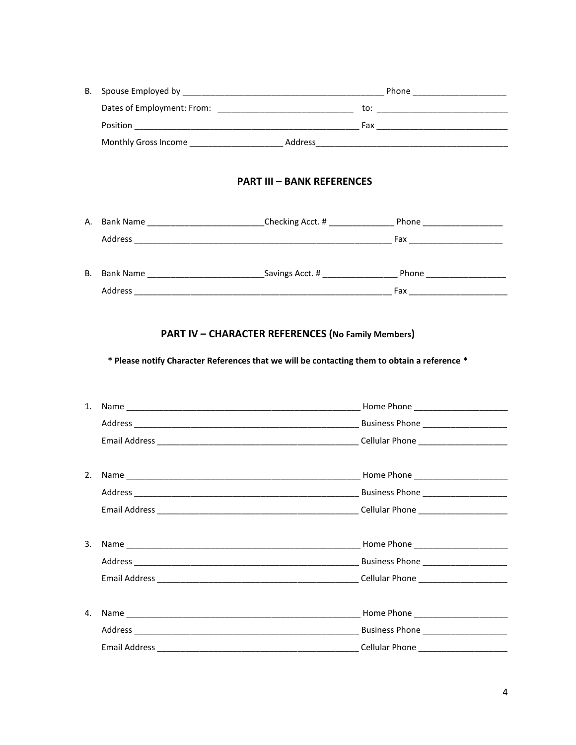B. Spouse Employed by ____________________________________________ Phone ____________________

Dates of Employment: From: _____________________________ to: ____________________________

Position ________________________________________________ Fax ____________________________

Monthly Gross Income ____________________ Address_________________________________________

## PART III – BANK REFERENCES

A. Bank Name _________________________Checking Acct. # ______________ Phone _________________

Address _______________________________________________________ Fax ____________________

B. Bank Name _________________________Savings Acct. # ________________ Phone _________________

Address _______________________________________________________ Fax _____________________

## PART IV – CHARACTER REFERENCES (No Family Members)

**\* Please notify Character References that we will be contacting them to obtain a reference \***

1. Name ___________________________________________________ Home Phone ____________________

   Address _________________________________________________ Business Phone __________________

   Email Address ____________________________________________ Cellular Phone ___________________

2. Name ___________________________________________________ Home Phone ____________________

   Address _________________________________________________ Business Phone __________________

   Email Address ____________________________________________ Cellular Phone ___________________

3. Name ___________________________________________________ Home Phone ____________________

   Address _________________________________________________ Business Phone __________________

   Email Address ____________________________________________ Cellular Phone ___________________

4. Name ___________________________________________________ Home Phone ____________________

   Address _________________________________________________ Business Phone __________________

   Email Address ____________________________________________ Cellular Phone ___________________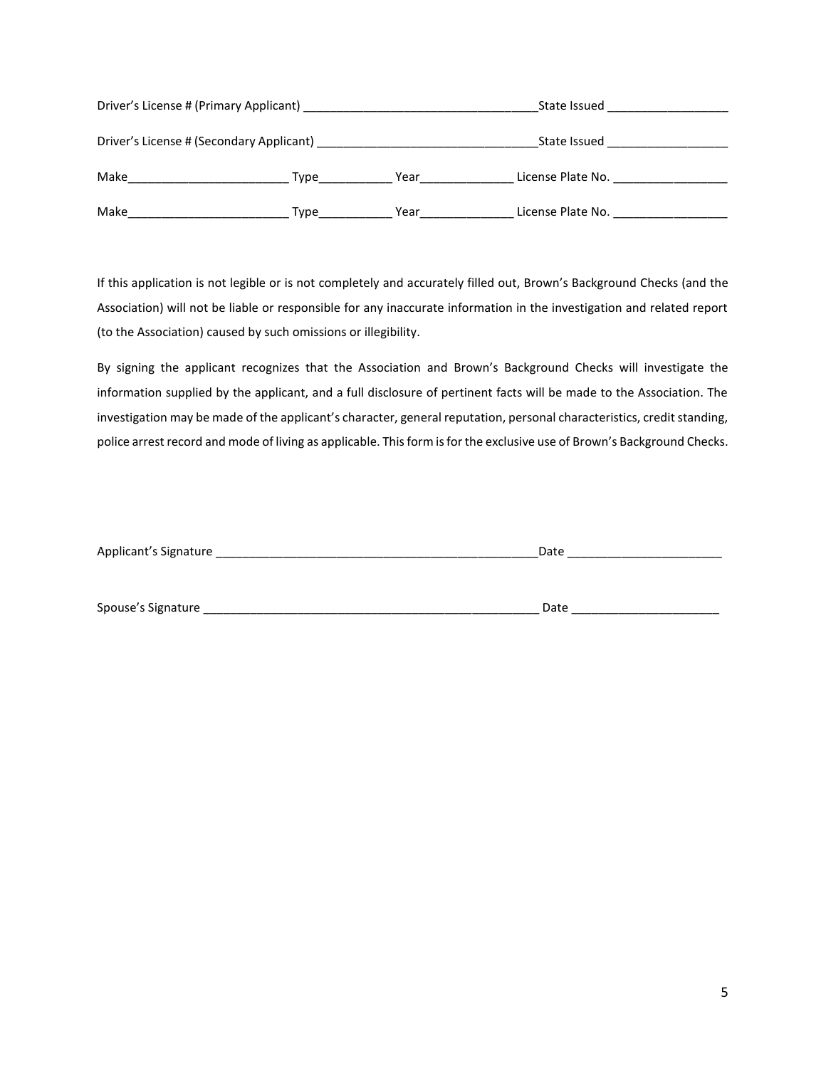Driver's License # (Primary Applicant) ___________________________________State Issued __________________

Driver's License # (Secondary Applicant) ________________________________State Issued __________________

Make________________________ Type___________ Year______________ License Plate No. _________________

Make________________________ Type___________ Year______________ License Plate No. _________________

If this application is not legible or is not completely and accurately filled out, Brown's Background Checks (and the Association) will not be liable or responsible for any inaccurate information in the investigation and related report (to the Association) caused by such omissions or illegibility.

By signing the applicant recognizes that the Association and Brown's Background Checks will investigate the information supplied by the applicant, and a full disclosure of pertinent facts will be made to the Association. The investigation may be made of the applicant's character, general reputation, personal characteristics, credit standing, police arrest record and mode of living as applicable. This form is for the exclusive use of Brown's Background Checks.

Applicant's Signature _________________________________________________Date _______________________

Spouse's Signature ___________________________________________________ Date ______________________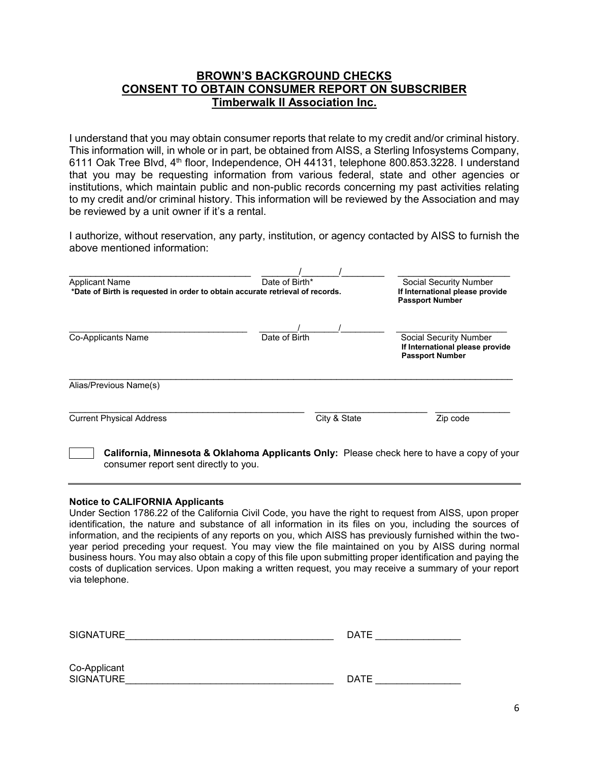## BROWN'S BACKGROUND CHECKS
## CONSENT TO OBTAIN CONSUMER REPORT ON SUBSCRIBER
## Timberwalk II Association Inc.

I understand that you may obtain consumer reports that relate to my credit and/or criminal history. This information will, in whole or in part, be obtained from AISS, a Sterling Infosystems Company, 6111 Oak Tree Blvd, 4th floor, Independence, OH 44131, telephone 800.853.3228. I understand that you may be requesting information from various federal, state and other agencies or institutions, which maintain public and non-public records concerning my past activities relating to my credit and/or criminal history. This information will be reviewed by the Association and may be reviewed by a unit owner if it's a rental.

I authorize, without reservation, any party, institution, or agency contacted by AISS to furnish the above mentioned information:

___________________________________ ______/______/______ ____________________

Applicant Name | Date of Birth* | Social Security Number **If International please provide Passport Number**

**\*Date of Birth is requested in order to obtain accurate retrieval of records.**

___________________________________ ______/______/______ ____________________

Co-Applicants Name | Date of Birth | Social Security Number **If International please provide Passport Number**

_______________________________________________________________________________

Alias/Previous Name(s)

_____________________________________________ ____________________ ______________

Current Physical Address | City & State | Zip code

☐ **California, Minnesota & Oklahoma Applicants Only:** Please check here to have a copy of your consumer report sent directly to you.

---

**Notice to CALIFORNIA Applicants**

Under Section 1786.22 of the California Civil Code, you have the right to request from AISS, upon proper identification, the nature and substance of all information in its files on you, including the sources of information, and the recipients of any reports on you, which AISS has previously furnished within the two-year period preceding your request. You may view the file maintained on you by AISS during normal business hours. You may also obtain a copy of this file upon submitting proper identification and paying the costs of duplication services. Upon making a written request, you may receive a summary of your report via telephone.

SIGNATURE______________________________________ DATE _______________

Co-Applicant
SIGNATURE______________________________________ DATE _______________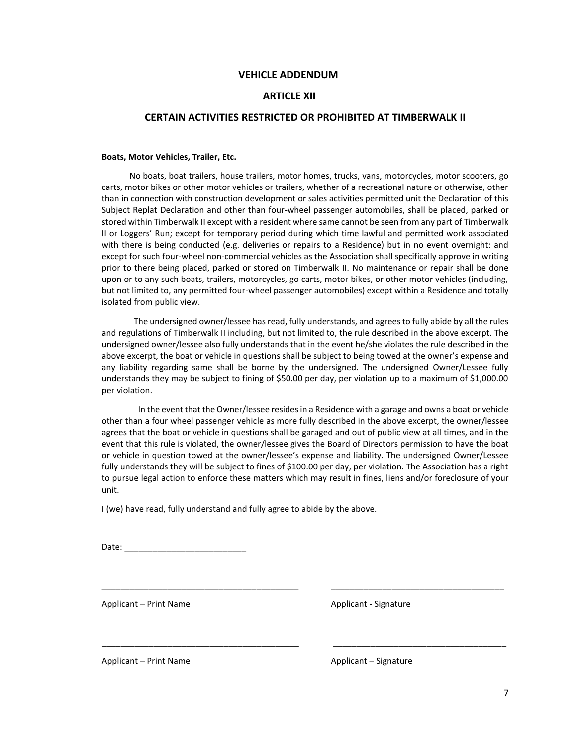# VEHICLE ADDENDUM

## ARTICLE XII

## CERTAIN ACTIVITIES RESTRICTED OR PROHIBITED AT TIMBERWALK II

**Boats, Motor Vehicles, Trailer, Etc.**

No boats, boat trailers, house trailers, motor homes, trucks, vans, motorcycles, motor scooters, go carts, motor bikes or other motor vehicles or trailers, whether of a recreational nature or otherwise, other than in connection with construction development or sales activities permitted unit the Declaration of this Subject Replat Declaration and other than four-wheel passenger automobiles, shall be placed, parked or stored within Timberwalk II except with a resident where same cannot be seen from any part of Timberwalk II or Loggers' Run; except for temporary period during which time lawful and permitted work associated with there is being conducted (e.g. deliveries or repairs to a Residence) but in no event overnight: and except for such four-wheel non-commercial vehicles as the Association shall specifically approve in writing prior to there being placed, parked or stored on Timberwalk II. No maintenance or repair shall be done upon or to any such boats, trailers, motorcycles, go carts, motor bikes, or other motor vehicles (including, but not limited to, any permitted four-wheel passenger automobiles) except within a Residence and totally isolated from public view.

The undersigned owner/lessee has read, fully understands, and agrees to fully abide by all the rules and regulations of Timberwalk II including, but not limited to, the rule described in the above excerpt. The undersigned owner/lessee also fully understands that in the event he/she violates the rule described in the above excerpt, the boat or vehicle in questions shall be subject to being towed at the owner's expense and any liability regarding same shall be borne by the undersigned. The undersigned Owner/Lessee fully understands they may be subject to fining of $50.00 per day, per violation up to a maximum of $1,000.00 per violation.

In the event that the Owner/lessee resides in a Residence with a garage and owns a boat or vehicle other than a four wheel passenger vehicle as more fully described in the above excerpt, the owner/lessee agrees that the boat or vehicle in questions shall be garaged and out of public view at all times, and in the event that this rule is violated, the owner/lessee gives the Board of Directors permission to have the boat or vehicle in question towed at the owner/lessee's expense and liability. The undersigned Owner/Lessee fully understands they will be subject to fines of $100.00 per day, per violation. The Association has a right to pursue legal action to enforce these matters which may result in fines, liens and/or foreclosure of your unit.

I (we) have read, fully understand and fully agree to abide by the above.

Date: __________________________

___________________________________________ ______________________________________

Applicant – Print Name Applicant - Signature

___________________________________________ ______________________________________

Applicant – Print Name Applicant – Signature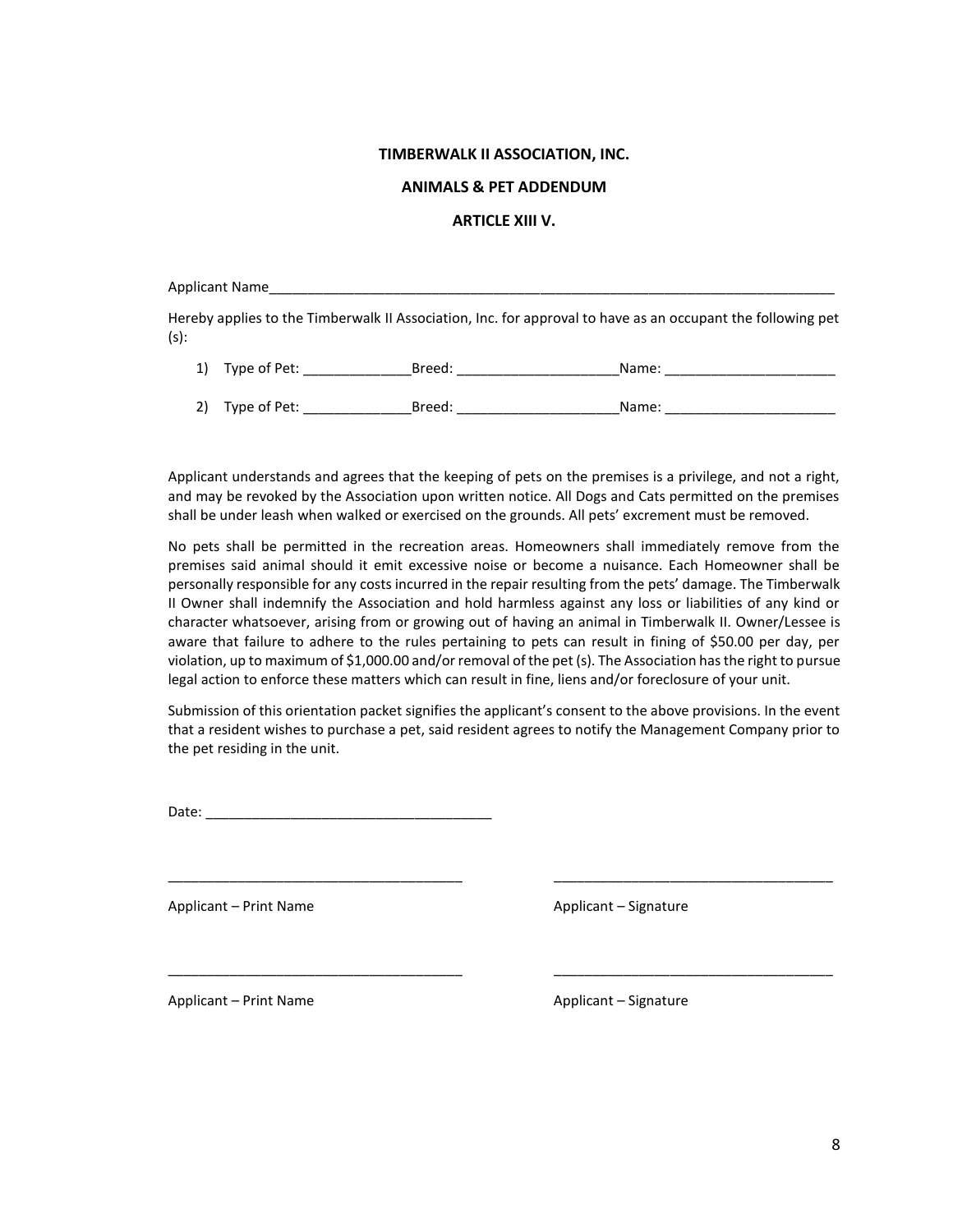**TIMBERWALK II ASSOCIATION, INC.**

**ANIMALS & PET ADDENDUM**

**ARTICLE XIII V.**

Applicant Name_______________________________________________________________________________

Hereby applies to the Timberwalk II Association, Inc. for approval to have as an occupant the following pet (s):

1) Type of Pet: ______________Breed: _____________________Name: ______________________

2) Type of Pet: ______________Breed: _____________________Name: ______________________

Applicant understands and agrees that the keeping of pets on the premises is a privilege, and not a right, and may be revoked by the Association upon written notice. All Dogs and Cats permitted on the premises shall be under leash when walked or exercised on the grounds. All pets' excrement must be removed.

No pets shall be permitted in the recreation areas. Homeowners shall immediately remove from the premises said animal should it emit excessive noise or become a nuisance. Each Homeowner shall be personally responsible for any costs incurred in the repair resulting from the pets' damage. The Timberwalk II Owner shall indemnify the Association and hold harmless against any loss or liabilities of any kind or character whatsoever, arising from or growing out of having an animal in Timberwalk II. Owner/Lessee is aware that failure to adhere to the rules pertaining to pets can result in fining of $50.00 per day, per violation, up to maximum of $1,000.00 and/or removal of the pet (s). The Association has the right to pursue legal action to enforce these matters which can result in fine, liens and/or foreclosure of your unit.

Submission of this orientation packet signifies the applicant's consent to the above provisions. In the event that a resident wishes to purchase a pet, said resident agrees to notify the Management Company prior to the pet residing in the unit.

Date: _____________________________________

_______________________________________ _____________________________________

Applicant – Print Name Applicant – Signature

_______________________________________ _____________________________________

Applicant – Print Name Applicant – Signature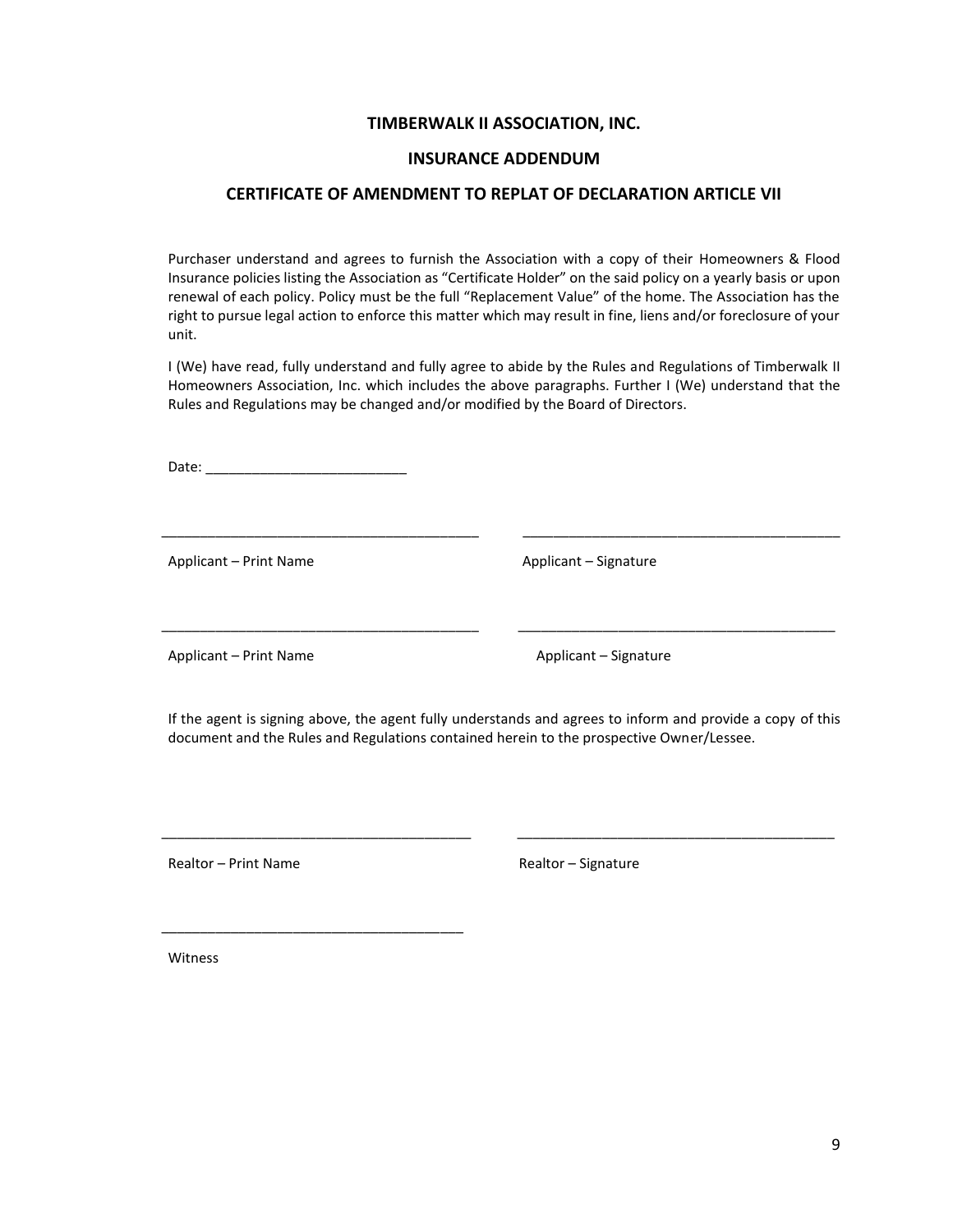# TIMBERWALK II ASSOCIATION, INC.

## INSURANCE ADDENDUM

## CERTIFICATE OF AMENDMENT TO REPLAT OF DECLARATION ARTICLE VII

Purchaser understand and agrees to furnish the Association with a copy of their Homeowners & Flood Insurance policies listing the Association as "Certificate Holder" on the said policy on a yearly basis or upon renewal of each policy. Policy must be the full "Replacement Value" of the home. The Association has the right to pursue legal action to enforce this matter which may result in fine, liens and/or foreclosure of your unit.

I (We) have read, fully understand and fully agree to abide by the Rules and Regulations of Timberwalk II Homeowners Association, Inc. which includes the above paragraphs. Further I (We) understand that the Rules and Regulations may be changed and/or modified by the Board of Directors.

Date: _________________________

_________________________________________ _________________________________________

Applicant – Print Name Applicant – Signature

_________________________________________ _________________________________________

Applicant – Print Name Applicant – Signature

If the agent is signing above, the agent fully understands and agrees to inform and provide a copy of this document and the Rules and Regulations contained herein to the prospective Owner/Lessee.

_________________________________________ _________________________________________

Realtor – Print Name Realtor – Signature

_______________________________________

Witness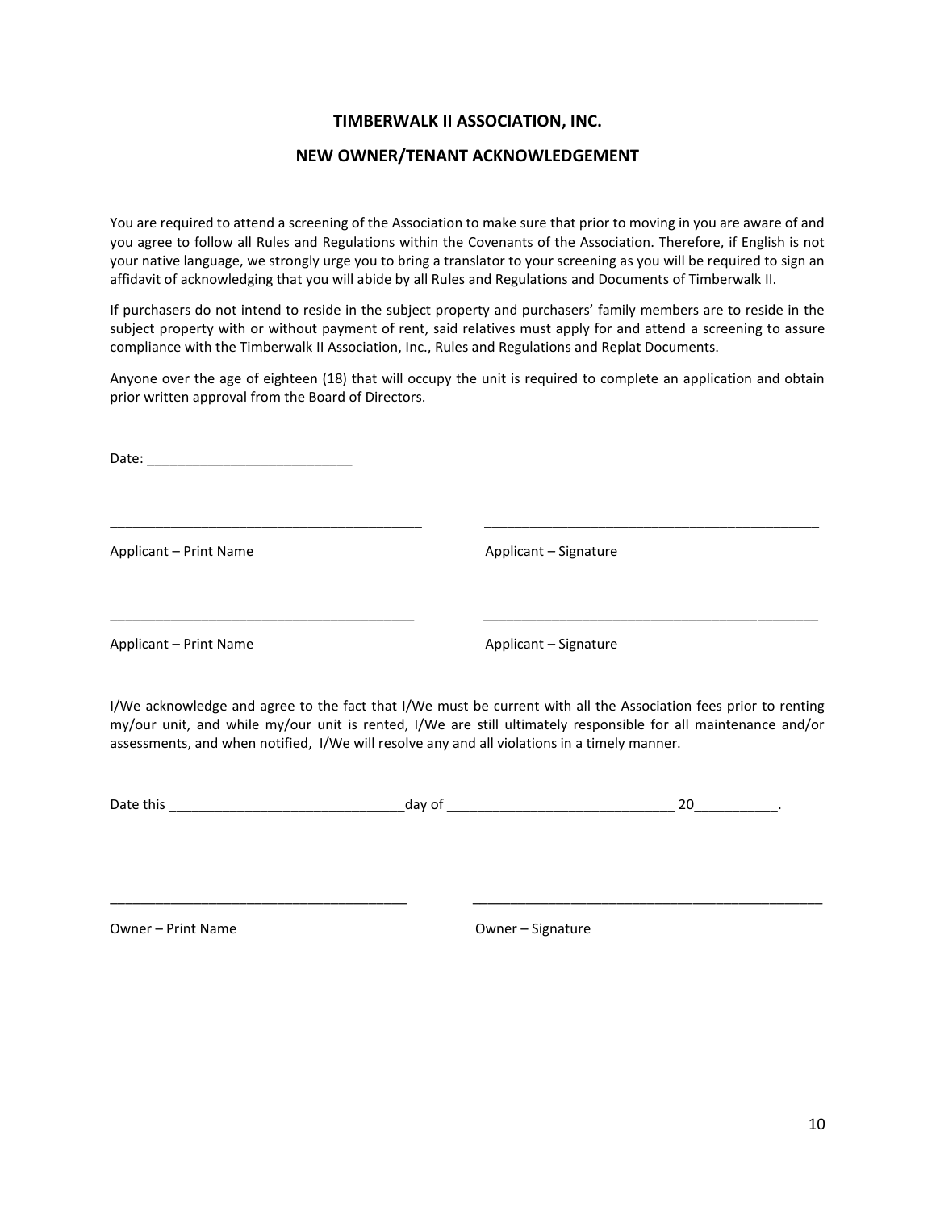# TIMBERWALK II ASSOCIATION, INC.

## NEW OWNER/TENANT ACKNOWLEDGEMENT

You are required to attend a screening of the Association to make sure that prior to moving in you are aware of and you agree to follow all Rules and Regulations within the Covenants of the Association. Therefore, if English is not your native language, we strongly urge you to bring a translator to your screening as you will be required to sign an affidavit of acknowledging that you will abide by all Rules and Regulations and Documents of Timberwalk II.

If purchasers do not intend to reside in the subject property and purchasers' family members are to reside in the subject property with or without payment of rent, said relatives must apply for and attend a screening to assure compliance with the Timberwalk II Association, Inc., Rules and Regulations and Replat Documents.

Anyone over the age of eighteen (18) that will occupy the unit is required to complete an application and obtain prior written approval from the Board of Directors.

Date: ___________________________

_________________________________________ _____________________________________________

Applicant – Print Name Applicant – Signature

_________________________________________ _____________________________________________

Applicant – Print Name Applicant – Signature

I/We acknowledge and agree to the fact that I/We must be current with all the Association fees prior to renting my/our unit, and while my/our unit is rented, I/We are still ultimately responsible for all maintenance and/or assessments, and when notified, I/We will resolve any and all violations in a timely manner.

Date this _______________________________day of ______________________________ 20___________.

_________________________________________ _____________________________________________

Owner – Print Name Owner – Signature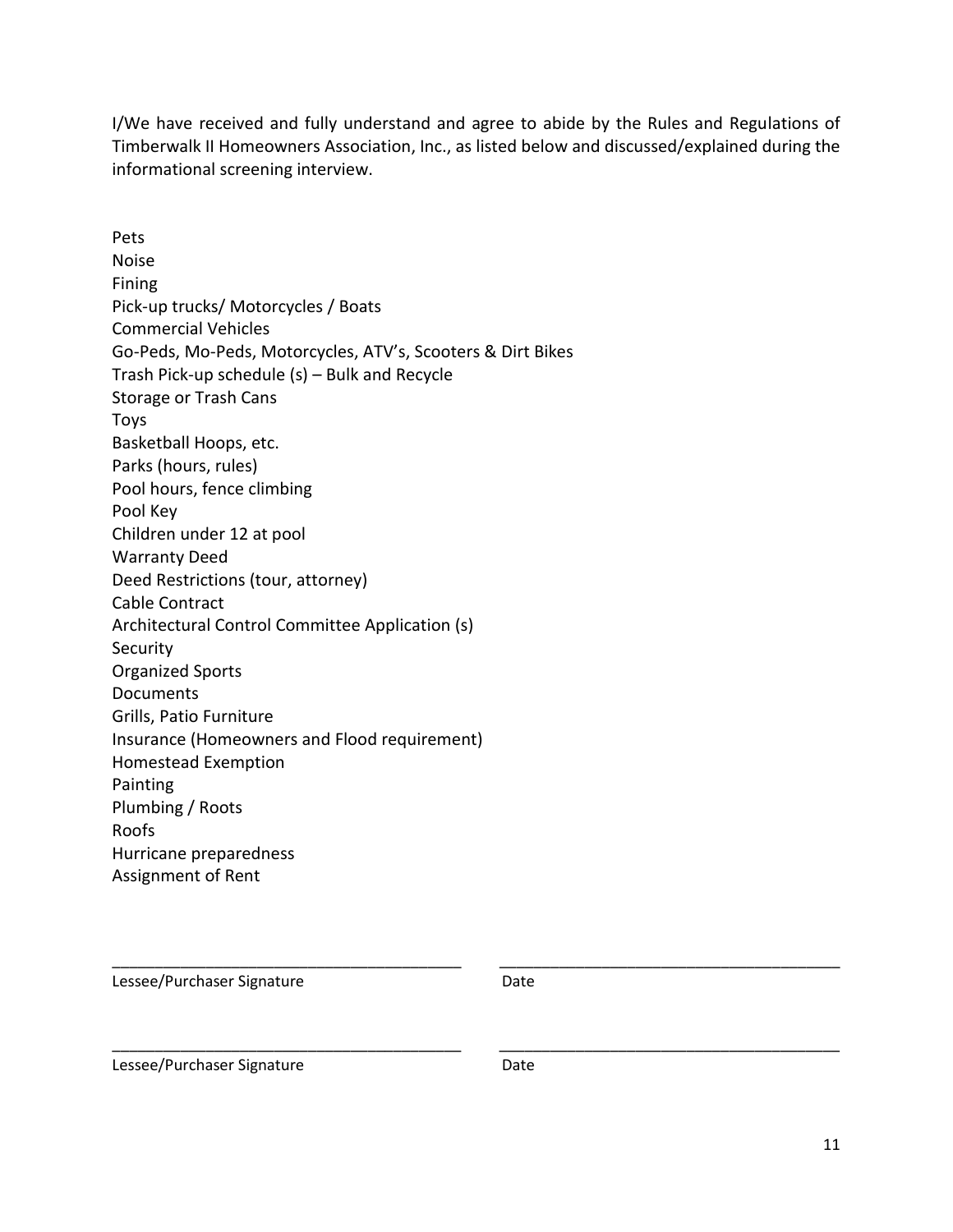I/We have received and fully understand and agree to abide by the Rules and Regulations of Timberwalk II Homeowners Association, Inc., as listed below and discussed/explained during the informational screening interview.

Pets
Noise
Fining
Pick-up trucks/ Motorcycles / Boats
Commercial Vehicles
Go-Peds, Mo-Peds, Motorcycles, ATV's, Scooters & Dirt Bikes
Trash Pick-up schedule (s) – Bulk and Recycle
Storage or Trash Cans
Toys
Basketball Hoops, etc.
Parks (hours, rules)
Pool hours, fence climbing
Pool Key
Children under 12 at pool
Warranty Deed
Deed Restrictions (tour, attorney)
Cable Contract
Architectural Control Committee Application (s)
Security
Organized Sports
Documents
Grills, Patio Furniture
Insurance (Homeowners and Flood requirement)
Homestead Exemption
Painting
Plumbing / Roots
Roofs
Hurricane preparedness
Assignment of Rent

| | |
|---|---|
| ________________________________________ | ________________________________________ |
| Lessee/Purchaser Signature | Date |
| ________________________________________ | ________________________________________ |
| Lessee/Purchaser Signature | Date |